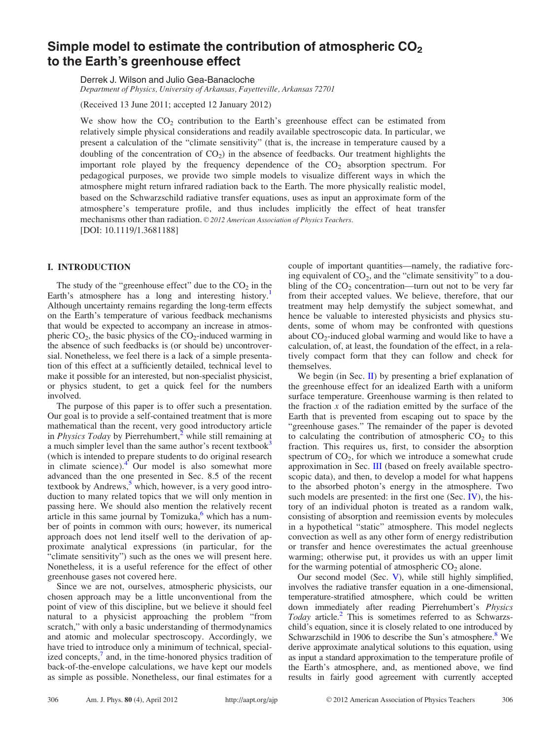# Simple model to estimate the contribution of atmospheric $CO_2$ to the Earth's greenhouse effect

Derrek J. Wilson and Julio Gea-Banacloche

*Department of Physics, University of Arkansas, Fayetteville, Arkansas 72701*

(Received 13 June 2011; accepted 12 January 2012)

We show how the $CO_2$ contribution to the Earth's greenhouse effect can be estimated from relatively simple physical considerations and readily available spectroscopic data. In particular, we present a calculation of the "climate sensitivity" (that is, the increase in temperature caused by a doubling of the concentration of $CO_2$) in the absence of feedbacks. Our treatment highlights the important role played by the frequency dependence of the $CO_2$ absorption spectrum. For pedagogical purposes, we provide two simple models to visualize different ways in which the atmosphere might return infrared radiation back to the Earth. The more physically realistic model, based on the Schwarzschild radiative transfer equations, uses as input an approximate form of the atmosphere's temperature profile, and thus includes implicitly the effect of heat transfer mechanisms other than radiation. © *2012 American Association of Physics Teachers.*

[DOI: 10.1119/1.3681188]

## I. INTRODUCTION

The study of the "greenhouse effect" due to the $CO_2$ in the Earth's atmosphere has a long and interesting history.[1] Although uncertainty remains regarding the long-term effects on the Earth's temperature of various feedback mechanisms that would be expected to accompany an increase in atmospheric $CO_2$, the basic physics of the $CO_2$-induced warming in the absence of such feedbacks is (or should be) uncontroversial. Nonetheless, we feel there is a lack of a simple presentation of this effect at a sufficiently detailed, technical level to make it possible for an interested, but non-specialist physicist, or physics student, to get a quick feel for the numbers involved.

The purpose of this paper is to offer such a presentation. Our goal is to provide a self-contained treatment that is more mathematical than the recent, very good introductory article in *Physics Today* by Pierrehumbert,[2] while still remaining at a much simpler level than the same author's recent textbook[3] (which is intended to prepare students to do original research in climate science).[4] Our model is also somewhat more advanced than the one presented in Sec. 8.5 of the recent textbook by Andrews,[5] which, however, is a very good introduction to many related topics that we will only mention in passing here. We should also mention the relatively recent article in this same journal by Tomizuka,[6] which has a number of points in common with ours; however, its numerical approach does not lend itself well to the derivation of approximate analytical expressions (in particular, for the "climate sensitivity") such as the ones we will present here. Nonetheless, it is a useful reference for the effect of other greenhouse gases not covered here.

Since we are not, ourselves, atmospheric physicists, our chosen approach may be a little unconventional from the point of view of this discipline, but we believe it should feel natural to a physicist approaching the problem "from scratch," with only a basic understanding of thermodynamics and atomic and molecular spectroscopy. Accordingly, we have tried to introduce only a minimum of technical, specialized concepts,[7] and, in the time-honored physics tradition of back-of-the-envelope calculations, we have kept our models as simple as possible. Nonetheless, our final estimates for a couple of important quantities—namely, the radiative forcing equivalent of $CO_2$, and the "climate sensitivity" to a doubling of the $CO_2$ concentration—turn out not to be very far from their accepted values. We believe, therefore, that our treatment may help demystify the subject somewhat, and hence be valuable to interested physicists and physics students, some of whom may be confronted with questions about $CO_2$-induced global warming and would like to have a calculation, of, at least, the foundation of the effect, in a relatively compact form that they can follow and check for themselves.

We begin (in Sec. II) by presenting a brief explanation of the greenhouse effect for an idealized Earth with a uniform surface temperature. Greenhouse warming is then related to the fraction $x$ of the radiation emitted by the surface of the Earth that is prevented from escaping out to space by the "greenhouse gases." The remainder of the paper is devoted to calculating the contribution of atmospheric $CO_2$ to this fraction. This requires us, first, to consider the absorption spectrum of $CO_2$, for which we introduce a somewhat crude approximation in Sec. III (based on freely available spectroscopic data), and then, to develop a model for what happens to the absorbed photon's energy in the atmosphere. Two such models are presented: in the first one (Sec. IV), the history of an individual photon is treated as a random walk, consisting of absorption and reemission events by molecules in a hypothetical "static" atmosphere. This model neglects convection as well as any other form of energy redistribution or transfer and hence overestimates the actual greenhouse warming; otherwise put, it provides us with an upper limit for the warming potential of atmospheric $CO_2$ alone.

Our second model (Sec. V), while still highly simplified, involves the radiative transfer equation in a one-dimensional, temperature-stratified atmosphere, which could be written down immediately after reading Pierrehumbert's *Physics Today* article.[2] This is sometimes referred to as Schwarzschild's equation, since it is closely related to one introduced by Schwarzschild in 1906 to describe the Sun's atmosphere.[8] We derive approximate analytical solutions to this equation, using as input a standard approximation to the temperature profile of the Earth's atmosphere, and, as mentioned above, we find results in fairly good agreement with currently accepted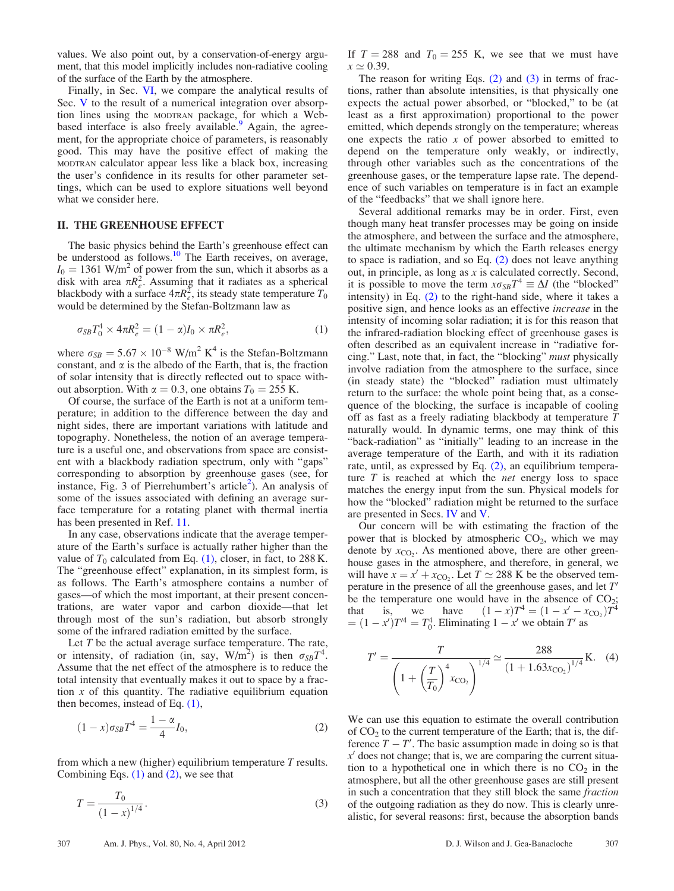values. We also point out, by a conservation-of-energy argument, that this model implicitly includes non-radiative cooling of the surface of the Earth by the atmosphere.

Finally, in Sec. VI, we compare the analytical results of Sec. V to the result of a numerical integration over absorption lines using the MODTRAN package, for which a Web-based interface is also freely available.[9] Again, the agreement, for the appropriate choice of parameters, is reasonably good. This may have the positive effect of making the MODTRAN calculator appear less like a black box, increasing the user's confidence in its results for other parameter settings, which can be used to explore situations well beyond what we consider here.

## II. THE GREENHOUSE EFFECT

The basic physics behind the Earth's greenhouse effect can be understood as follows.[10] The Earth receives, on average, $I_0 = 1361$ W/m$^2$ of power from the sun, which it absorbs as a disk with area $\pi R_e^2$. Assuming that it radiates as a spherical blackbody with a surface $4\pi R_e^2$, its steady state temperature $T_0$ would be determined by the Stefan-Boltzmann law as

$$\sigma_{SB} T_0^4 \times 4\pi R_e^2 = (1-\alpha) I_0 \times \pi R_e^2, \tag{1}$$

where $\sigma_{SB} = 5.67 \times 10^{-8}$ W/m$^2$ K$^4$ is the Stefan-Boltzmann constant, and $\alpha$ is the albedo of the Earth, that is, the fraction of solar intensity that is directly reflected out to space without absorption. With $\alpha = 0.3$, one obtains $T_0 = 255$ K.

Of course, the surface of the Earth is not at a uniform temperature; in addition to the difference between the day and night sides, there are important variations with latitude and topography. Nonetheless, the notion of an average temperature is a useful one, and observations from space are consistent with a blackbody radiation spectrum, only with "gaps" corresponding to absorption by greenhouse gases (see, for instance, Fig. 3 of Pierrehumbert's article[2]). An analysis of some of the issues associated with defining an average surface temperature for a rotating planet with thermal inertia has been presented in Ref. 11.

In any case, observations indicate that the average temperature of the Earth's surface is actually rather higher than the value of $T_0$ calculated from Eq. (1), closer, in fact, to 288 K. The "greenhouse effect" explanation, in its simplest form, is as follows. The Earth's atmosphere contains a number of gases—of which the most important, at their present concentrations, are water vapor and carbon dioxide—that let through most of the sun's radiation, but absorb strongly some of the infrared radiation emitted by the surface.

Let $T$ be the actual average surface temperature. The rate, or intensity, of radiation (in, say, W/m$^2$) is then $\sigma_{SB} T^4$. Assume that the net effect of the atmosphere is to reduce the total intensity that eventually makes it out to space by a fraction $x$ of this quantity. The radiative equilibrium equation then becomes, instead of Eq. (1),

$$(1-x)\sigma_{SB} T^4 = \frac{1-\alpha}{4} I_0, \tag{2}$$

from which a new (higher) equilibrium temperature $T$ results. Combining Eqs. (1) and (2), we see that

$$T = \frac{T_0}{(1-x)^{1/4}}. \tag{3}$$

If $T = 288$ and $T_0 = 255$ K, we see that we must have $x \simeq 0.39$.

The reason for writing Eqs. (2) and (3) in terms of fractions, rather than absolute intensities, is that physically one expects the actual power absorbed, or "blocked," to be (at least as a first approximation) proportional to the power emitted, which depends strongly on the temperature; whereas one expects the ratio $x$ of power absorbed to emitted to depend on the temperature only weakly, or indirectly, through other variables such as the concentrations of the greenhouse gases, or the temperature lapse rate. The dependence of such variables on temperature is in fact an example of the "feedbacks" that we shall ignore here.

Several additional remarks may be in order. First, even though many heat transfer processes may be going on inside the atmosphere, and between the surface and the atmosphere, the ultimate mechanism by which the Earth releases energy to space is radiation, and so Eq. (2) does not leave anything out, in principle, as long as $x$ is calculated correctly. Second, it is possible to move the term $x\sigma_{SB}T^4 \equiv \Delta I$ (the "blocked" intensity) in Eq. (2) to the right-hand side, where it takes a positive sign, and hence looks as an effective *increase* in the intensity of incoming solar radiation; it is for this reason that the infrared-radiation blocking effect of greenhouse gases is often described as an equivalent increase in "radiative forcing." Last, note that, in fact, the "blocking" *must* physically involve radiation from the atmosphere to the surface, since (in steady state) the "blocked" radiation must ultimately return to the surface: the whole point being that, as a consequence of the blocking, the surface is incapable of cooling off as fast as a freely radiating blackbody at temperature $T$ naturally would. In dynamic terms, one may think of this "back-radiation" as "initially" leading to an increase in the average temperature of the Earth, and with it its radiation rate, until, as expressed by Eq. (2), an equilibrium temperature $T$ is reached at which the *net* energy loss to space matches the energy input from the sun. Physical models for how the "blocked" radiation might be returned to the surface are presented in Secs. IV and V.

Our concern will be with estimating the fraction of the power that is blocked by atmospheric $CO_2$, which we may denote by $x_{CO_2}$. As mentioned above, there are other greenhouse gases in the atmosphere, and therefore, in general, we will have $x = x' + x_{CO_2}$. Let $T \simeq 288$ K be the observed temperature in the presence of all the greenhouse gases, and let $T'$ be the temperature one would have in the absence of $CO_2$; that is, we have $(1-x)T^4 = (1-x'-x_{CO_2})T^4 = (1-x')T'^4 = T_0^4$. Eliminating $1-x'$ we obtain $T'$ as

$$T' = \frac{T}{\left(1 + \left(\frac{T}{T_0}\right)^4 x_{CO_2}\right)^{1/4}} \simeq \frac{288}{(1+1.63x_{CO_2})^{1/4}}\,\text{K}. \tag{4}$$

We can use this equation to estimate the overall contribution of $CO_2$ to the current temperature of the Earth; that is, the difference $T - T'$. The basic assumption made in doing so is that $x'$ does not change; that is, we are comparing the current situation to a hypothetical one in which there is no $CO_2$ in the atmosphere, but all the other greenhouse gases are still present in such a concentration that they still block the same *fraction* of the outgoing radiation as they do now. This is clearly unrealistic, for several reasons: first, because the absorption bands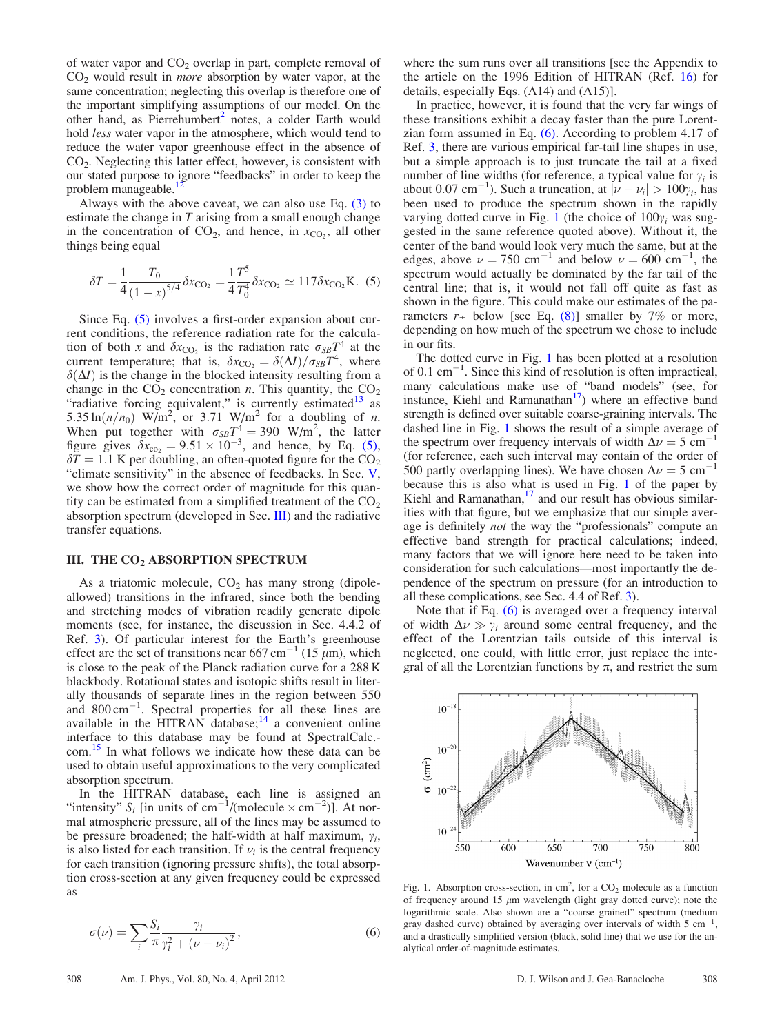of water vapor and $CO_2$ overlap in part, complete removal of $CO_2$ would result in *more* absorption by water vapor, at the same concentration; neglecting this overlap is therefore one of the important simplifying assumptions of our model. On the other hand, as Pierrehumbert[2] notes, a colder Earth would hold *less* water vapor in the atmosphere, which would tend to reduce the water vapor greenhouse effect in the absence of $CO_2$. Neglecting this latter effect, however, is consistent with our stated purpose to ignore "feedbacks" in order to keep the problem manageable.[12]

Always with the above caveat, we can also use Eq. (3) to estimate the change in $T$ arising from a small enough change in the concentration of $CO_2$, and hence, in $x_{CO_2}$, all other things being equal

$$\delta T = \frac{1}{4}\frac{T_0}{(1-x)^{5/4}}\delta x_{CO_2} = \frac{1}{4}\frac{T^5}{T_0^4}\delta x_{CO_2} \simeq 117\delta x_{CO_2}\text{K}. \quad (5)$$

Since Eq. (5) involves a first-order expansion about current conditions, the reference radiation rate for the calculation of both $x$ and $\delta x_{CO_2}$ is the radiation rate $\sigma_{SB}T^4$ at the current temperature; that is, $\delta x_{CO_2} = \delta(\Delta I)/\sigma_{SB}T^4$, where $\delta(\Delta I)$ is the change in the blocked intensity resulting from a change in the $CO_2$ concentration $n$. This quantity, the $CO_2$ "radiative forcing equivalent," is currently estimated[13] as $5.35\ln(n/n_0)$ W/m$^2$, or 3.71 W/m$^2$ for a doubling of $n$. When put together with $\sigma_{SB}T^4 = 390$ W/m$^2$, the latter figure gives $\delta x_{co_2} = 9.51\times 10^{-3}$, and hence, by Eq. (5), $\delta T = 1.1$ K per doubling, an often-quoted figure for the $CO_2$ "climate sensitivity" in the absence of feedbacks. In Sec. V, we show how the correct order of magnitude for this quantity can be estimated from a simplified treatment of the $CO_2$ absorption spectrum (developed in Sec. III) and the radiative transfer equations.

## III. THE $CO_2$ ABSORPTION SPECTRUM

As a triatomic molecule, $CO_2$ has many strong (dipole-allowed) transitions in the infrared, since both the bending and stretching modes of vibration readily generate dipole moments (see, for instance, the discussion in Sec. 4.4.2 of Ref. 3). Of particular interest for the Earth's greenhouse effect are the set of transitions near 667 cm$^{-1}$ (15 $\mu$m), which is close to the peak of the Planck radiation curve for a 288 K blackbody. Rotational states and isotopic shifts result in literally thousands of separate lines in the region between 550 and 800 cm$^{-1}$. Spectral properties for all these lines are available in the HITRAN database;[14] a convenient online interface to this database may be found at SpectralCalc.com.[15] In what follows we indicate how these data can be used to obtain useful approximations to the very complicated absorption spectrum.

In the HITRAN database, each line is assigned an "intensity" $S_i$ [in units of cm$^{-1}$/(molecule $\times$ cm$^{-2}$)]. At normal atmospheric pressure, all of the lines may be assumed to be pressure broadened; the half-width at half maximum, $\gamma_i$, is also listed for each transition. If $\nu_i$ is the central frequency for each transition (ignoring pressure shifts), the total absorption cross-section at any given frequency could be expressed as

$$\sigma(\nu) = \sum_i \frac{S_i}{\pi}\frac{\gamma_i}{\gamma_i^2 + (\nu-\nu_i)^2}, \quad (6)$$

where the sum runs over all transitions [see the Appendix to the article on the 1996 Edition of HITRAN (Ref. 16) for details, especially Eqs. (A14) and (A15)].

In practice, however, it is found that the very far wings of these transitions exhibit a decay faster than the pure Lorentzian form assumed in Eq. (6). According to problem 4.17 of Ref. 3, there are various empirical far-tail line shapes in use, but a simple approach is to just truncate the tail at a fixed number of line widths (for reference, a typical value for $\gamma_i$ is about 0.07 cm$^{-1}$). Such a truncation, at $|\nu-\nu_i| > 100\gamma_i$, has been used to produce the spectrum shown in the rapidly varying dotted curve in Fig. 1 (the choice of $100\gamma_i$ was suggested in the same reference quoted above). Without it, the center of the band would look very much the same, but at the edges, above $\nu = 750$ cm$^{-1}$ and below $\nu = 600$ cm$^{-1}$, the spectrum would actually be dominated by the far tail of the central line; that is, it would not fall off quite as fast as shown in the figure. This could make our estimates of the parameters $r_\pm$ below [see Eq. (8)] smaller by 7% or more, depending on how much of the spectrum we chose to include in our fits.

The dotted curve in Fig. 1 has been plotted at a resolution of 0.1 cm$^{-1}$. Since this kind of resolution is often impractical, many calculations make use of "band models" (see, for instance, Kiehl and Ramanathan[17]) where an effective band strength is defined over suitable coarse-graining intervals. The dashed line in Fig. 1 shows the result of a simple average of the spectrum over frequency intervals of width $\Delta\nu = 5$ cm$^{-1}$ (for reference, each such interval may contain of the order of 500 partly overlapping lines). We have chosen $\Delta\nu = 5$ cm$^{-1}$ because this is also what is used in Fig. 1 of the paper by Kiehl and Ramanathan,[17] and our result has obvious similarities with that figure, but we emphasize that our simple average is definitely *not* the way the "professionals" compute an effective band strength for practical calculations; indeed, many factors that we will ignore here need to be taken into consideration for such calculations—most importantly the dependence of the spectrum on pressure (for an introduction to all these complications, see Sec. 4.4 of Ref. 3).

Note that if Eq. (6) is averaged over a frequency interval of width $\Delta\nu \gg \gamma_i$ around some central frequency, and the effect of the Lorentzian tails outside of this interval is neglected, one could, with little error, just replace the integral of all the Lorentzian functions by $\pi$, and restrict the sum

Fig. 1. Absorption cross-section, in cm$^2$, for a $CO_2$ molecule as a function of frequency around 15 $\mu$m wavelength (light gray dotted curve); note the logarithmic scale. Also shown are a "coarse grained" spectrum (medium gray dashed curve) obtained by averaging over intervals of width 5 cm$^{-1}$, and a drastically simplified version (black, solid line) that we use for the analytical order-of-magnitude estimates.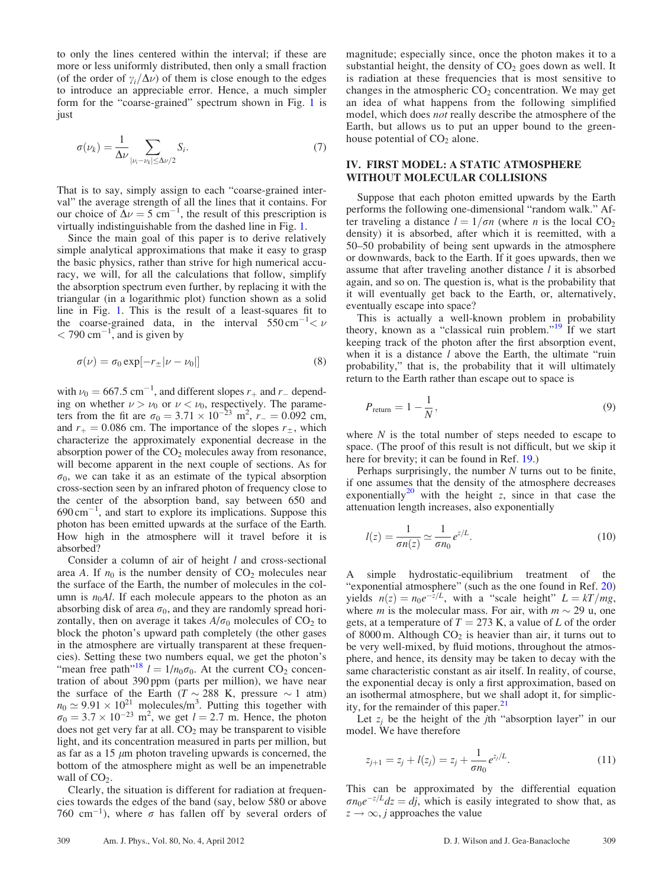to only the lines centered within the interval; if these are more or less uniformly distributed, then only a small fraction (of the order of $\gamma_i/\Delta\nu$) of them is close enough to the edges to introduce an appreciable error. Hence, a much simpler form for the "coarse-grained" spectrum shown in Fig. 1 is just

$$\sigma(\nu_k) = \frac{1}{\Delta\nu} \sum_{|\nu_i - \nu_k| \le \Delta\nu/2} S_i. \tag{7}$$

That is to say, simply assign to each "coarse-grained interval" the average strength of all the lines that it contains. For our choice of $\Delta\nu = 5\ \text{cm}^{-1}$, the result of this prescription is virtually indistinguishable from the dashed line in Fig. 1.

Since the main goal of this paper is to derive relatively simple analytical approximations that make it easy to grasp the basic physics, rather than strive for high numerical accuracy, we will, for all the calculations that follow, simplify the absorption spectrum even further, by replacing it with the triangular (in a logarithmic plot) function shown as a solid line in Fig. 1. This is the result of a least-squares fit to the coarse-grained data, in the interval $550\,\text{cm}^{-1} < \nu < 790\ \text{cm}^{-1}$, and is given by

$$\sigma(\nu) = \sigma_0 \exp[-r_\pm |\nu - \nu_0|] \tag{8}$$

with $\nu_0 = 667.5\ \text{cm}^{-1}$, and different slopes $r_+$ and $r_-$ depending on whether $\nu > \nu_0$ or $\nu < \nu_0$, respectively. The parameters from the fit are $\sigma_0 = 3.71 \times 10^{-23}\ \text{m}^2$, $r_- = 0.092$ cm, and $r_+ = 0.086$ cm. The importance of the slopes $r_\pm$, which characterize the approximately exponential decrease in the absorption power of the $CO_2$ molecules away from resonance, will become apparent in the next couple of sections. As for $\sigma_0$, we can take it as an estimate of the typical absorption cross-section seen by an infrared photon of frequency close to the center of the absorption band, say between 650 and $690\,\text{cm}^{-1}$, and start to explore its implications. Suppose this photon has been emitted upwards at the surface of the Earth. How high in the atmosphere will it travel before it is absorbed?

Consider a column of air of height $l$ and cross-sectional area $A$. If $n_0$ is the number density of $CO_2$ molecules near the surface of the Earth, the number of molecules in the column is $n_0 A l$. If each molecule appears to the photon as an absorbing disk of area $\sigma_0$, and they are randomly spread horizontally, then on average it takes $A/\sigma_0$ molecules of $CO_2$ to block the photon's upward path completely (the other gases in the atmosphere are virtually transparent at these frequencies). Setting these two numbers equal, we get the photon's "mean free path"[18] $l = 1/n_0\sigma_0$. At the current $CO_2$ concentration of about 390 ppm (parts per million), we have near the surface of the Earth ($T \sim 288$ K, pressure $\sim 1$ atm) $n_0 \simeq 9.91 \times 10^{21}$ molecules/m$^3$. Putting this together with $\sigma_0 = 3.7 \times 10^{-23}\ \text{m}^2$, we get $l = 2.7$ m. Hence, the photon does not get very far at all. $CO_2$ may be transparent to visible light, and its concentration measured in parts per million, but as far as a 15 $\mu$m photon traveling upwards is concerned, the bottom of the atmosphere might as well be an impenetrable wall of $CO_2$.

Clearly, the situation is different for radiation at frequencies towards the edges of the band (say, below 580 or above 760 cm$^{-1}$), where $\sigma$ has fallen off by several orders of magnitude; especially since, once the photon makes it to a substantial height, the density of $CO_2$ goes down as well. It is radiation at these frequencies that is most sensitive to changes in the atmospheric $CO_2$ concentration. We may get an idea of what happens from the following simplified model, which does *not* really describe the atmosphere of the Earth, but allows us to put an upper bound to the greenhouse potential of $CO_2$ alone.

## IV. FIRST MODEL: A STATIC ATMOSPHERE WITHOUT MOLECULAR COLLISIONS

Suppose that each photon emitted upwards by the Earth performs the following one-dimensional "random walk." After traveling a distance $l = 1/\sigma n$ (where $n$ is the local $CO_2$ density) it is absorbed, after which it is reemitted, with a 50–50 probability of being sent upwards in the atmosphere or downwards, back to the Earth. If it goes upwards, then we assume that after traveling another distance $l$ it is absorbed again, and so on. The question is, what is the probability that it will eventually get back to the Earth, or, alternatively, eventually escape into space?

This is actually a well-known problem in probability theory, known as a "classical ruin problem."[19] If we start keeping track of the photon after the first absorption event, when it is a distance $l$ above the Earth, the ultimate "ruin probability," that is, the probability that it will ultimately return to the Earth rather than escape out to space is

$$P_{\text{return}} = 1 - \frac{1}{N}, \tag{9}$$

where $N$ is the total number of steps needed to escape to space. (The proof of this result is not difficult, but we skip it here for brevity; it can be found in Ref. 19.)

Perhaps surprisingly, the number $N$ turns out to be finite, if one assumes that the density of the atmosphere decreases exponentially[20] with the height $z$, since in that case the attenuation length increases, also exponentially

$$l(z) = \frac{1}{\sigma n(z)} \simeq \frac{1}{\sigma n_0} e^{z/L}. \tag{10}$$

A simple hydrostatic-equilibrium treatment of the "exponential atmosphere" (such as the one found in Ref. 20) yields $n(z) = n_0 e^{-z/L}$, with a "scale height" $L = kT/mg$, where $m$ is the molecular mass. For air, with $m \sim 29$ u, one gets, at a temperature of $T = 273$ K, a value of $L$ of the order of 8000 m. Although $CO_2$ is heavier than air, it turns out to be very well-mixed, by fluid motions, throughout the atmosphere, and hence, its density may be taken to decay with the same characteristic constant as air itself. In reality, of course, the exponential decay is only a first approximation, based on an isothermal atmosphere, but we shall adopt it, for simplicity, for the remainder of this paper.[21]

Let $z_j$ be the height of the $j$th "absorption layer" in our model. We have therefore

$$z_{j+1} = z_j + l(z_j) = z_j + \frac{1}{\sigma n_0} e^{z_j/L}. \tag{11}$$

This can be approximated by the differential equation $\sigma n_0 e^{-z/L} dz = dj$, which is easily integrated to show that, as $z \to \infty$, $j$ approaches the value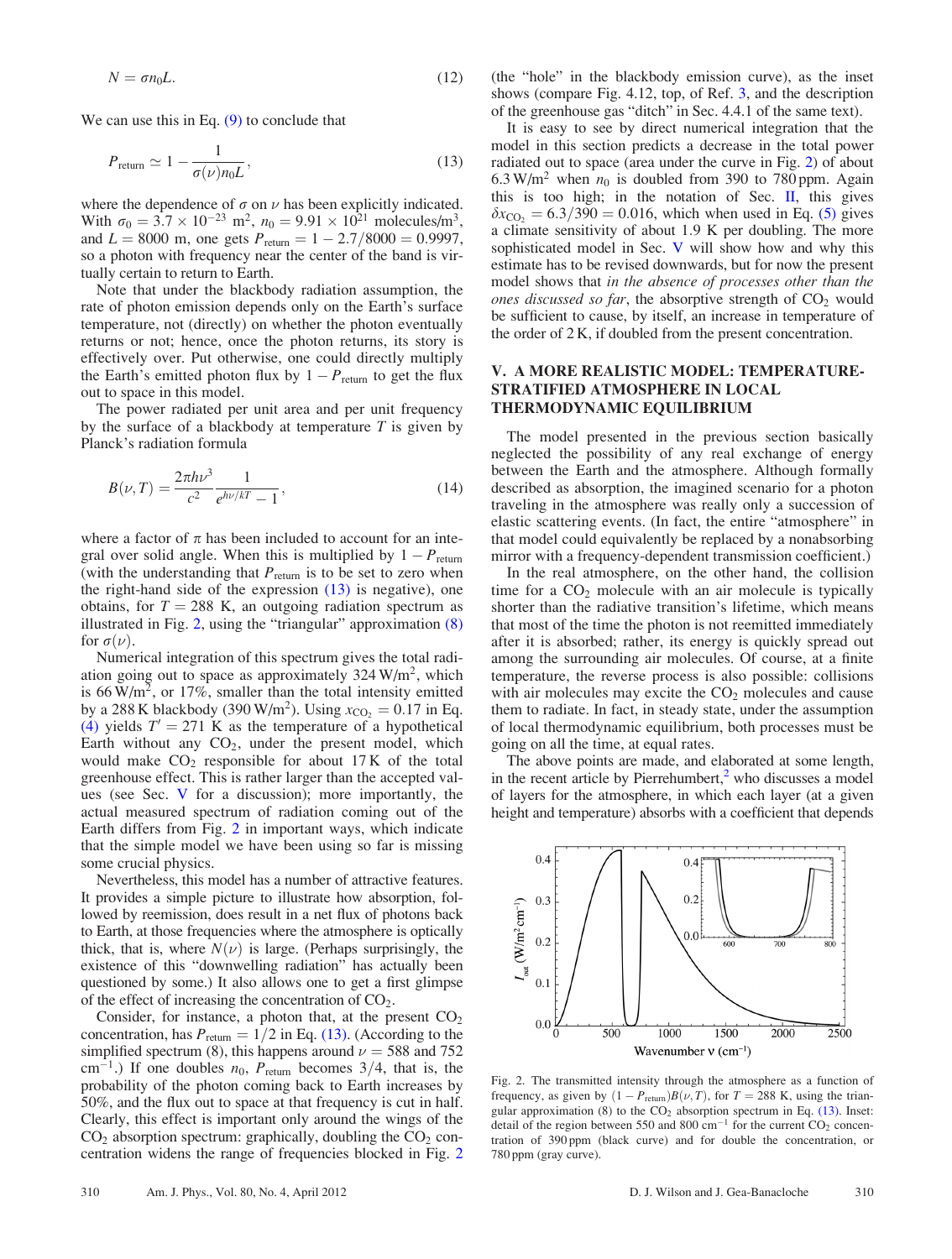$$N = \sigma n_0 L. \tag{12}$$

We can use this in Eq. (9) to conclude that

$$P_{\text{return}} \simeq 1 - \frac{1}{\sigma(\nu) n_0 L}, \tag{13}$$

where the dependence of $\sigma$ on $\nu$ has been explicitly indicated. With $\sigma_0 = 3.7 \times 10^{-23}$ m$^2$, $n_0 = 9.91 \times 10^{21}$ molecules/m$^3$, and $L = 8000$ m, one gets $P_{\text{return}} = 1 - 2.7/8000 = 0.9997$, so a photon with frequency near the center of the band is virtually certain to return to Earth.

Note that under the blackbody radiation assumption, the rate of photon emission depends only on the Earth's surface temperature, not (directly) on whether the photon eventually returns or not; hence, once the photon returns, its story is effectively over. Put otherwise, one could directly multiply the Earth's emitted photon flux by $1 - P_{\text{return}}$ to get the flux out to space in this model.

The power radiated per unit area and per unit frequency by the surface of a blackbody at temperature $T$ is given by Planck's radiation formula

$$B(\nu, T) = \frac{2\pi h \nu^3}{c^2} \frac{1}{e^{h\nu/kT} - 1}, \tag{14}$$

where a factor of $\pi$ has been included to account for an integral over solid angle. When this is multiplied by $1 - P_{\text{return}}$ (with the understanding that $P_{\text{return}}$ is to be set to zero when the right-hand side of the expression (13) is negative), one obtains, for $T = 288$ K, an outgoing radiation spectrum as illustrated in Fig. 2, using the "triangular" approximation (8) for $\sigma(\nu)$.

Numerical integration of this spectrum gives the total radiation going out to space as approximately 324 W/m$^2$, which is 66 W/m$^2$, or 17%, smaller than the total intensity emitted by a 288 K blackbody (390 W/m$^2$). Using $x_{CO_2} = 0.17$ in Eq. (4) yields $T' = 271$ K as the temperature of a hypothetical Earth without any $CO_2$, under the present model, which would make $CO_2$ responsible for about 17 K of the total greenhouse effect. This is rather larger than the accepted values (see Sec. V for a discussion); more importantly, the actual measured spectrum of radiation coming out of the Earth differs from Fig. 2 in important ways, which indicate that the simple model we have been using so far is missing some crucial physics.

Nevertheless, this model has a number of attractive features. It provides a simple picture to illustrate how absorption, followed by reemission, does result in a net flux of photons back to Earth, at those frequencies where the atmosphere is optically thick, that is, where $N(\nu)$ is large. (Perhaps surprisingly, the existence of this "downwelling radiation" has actually been questioned by some.) It also allows one to get a first glimpse of the effect of increasing the concentration of $CO_2$.

Consider, for instance, a photon that, at the present $CO_2$ concentration, has $P_{\text{return}} = 1/2$ in Eq. (13). (According to the simplified spectrum (8), this happens around $\nu = 588$ and 752 cm$^{-1}$.) If one doubles $n_0$, $P_{\text{return}}$ becomes $3/4$, that is, the probability of the photon coming back to Earth increases by 50%, and the flux out to space at that frequency is cut in half. Clearly, this effect is important only around the wings of the $CO_2$ absorption spectrum: graphically, doubling the $CO_2$ concentration widens the range of frequencies blocked in Fig. 2 (the "hole" in the blackbody emission curve), as the inset shows (compare Fig. 4.12, top, of Ref. 3, and the description of the greenhouse gas "ditch" in Sec. 4.4.1 of the same text).

It is easy to see by direct numerical integration that the model in this section predicts a decrease in the total power radiated out to space (area under the curve in Fig. 2) of about 6.3 W/m$^2$ when $n_0$ is doubled from 390 to 780 ppm. Again this is too high; in the notation of Sec. II, this gives $\delta x_{CO_2} = 6.3/390 = 0.016$, which when used in Eq. (5) gives a climate sensitivity of about 1.9 K per doubling. The more sophisticated model in Sec. V will show how and why this estimate has to be revised downwards, but for now the present model shows that *in the absence of processes other than the ones discussed so far*, the absorptive strength of $CO_2$ would be sufficient to cause, by itself, an increase in temperature of the order of 2 K, if doubled from the present concentration.

## V. A MORE REALISTIC MODEL: TEMPERATURE-STRATIFIED ATMOSPHERE IN LOCAL THERMODYNAMIC EQUILIBRIUM

The model presented in the previous section basically neglected the possibility of any real exchange of energy between the Earth and the atmosphere. Although formally described as absorption, the imagined scenario for a photon traveling in the atmosphere was really only a succession of elastic scattering events. (In fact, the entire "atmosphere" in that model could equivalently be replaced by a nonabsorbing mirror with a frequency-dependent transmission coefficient.)

In the real atmosphere, on the other hand, the collision time for a $CO_2$ molecule with an air molecule is typically shorter than the radiative transition's lifetime, which means that most of the time the photon is not reemitted immediately after it is absorbed; rather, its energy is quickly spread out among the surrounding air molecules. Of course, at a finite temperature, the reverse process is also possible: collisions with air molecules may excite the $CO_2$ molecules and cause them to radiate. In fact, in steady state, under the assumption of local thermodynamic equilibrium, both processes must be going on all the time, at equal rates.

The above points are made, and elaborated at some length, in the recent article by Pierrehumbert,[2] who discusses a model of layers for the atmosphere, in which each layer (at a given height and temperature) absorbs with a coefficient that depends

Fig. 2. The transmitted intensity through the atmosphere as a function of frequency, as given by $(1 - P_{\text{return}})B(\nu, T)$, for $T = 288$ K, using the triangular approximation (8) to the $CO_2$ absorption spectrum in Eq. (13). Inset: detail of the region between 550 and 800 cm$^{-1}$ for the current $CO_2$ concentration of 390 ppm (black curve) and for double the concentration, or 780 ppm (gray curve).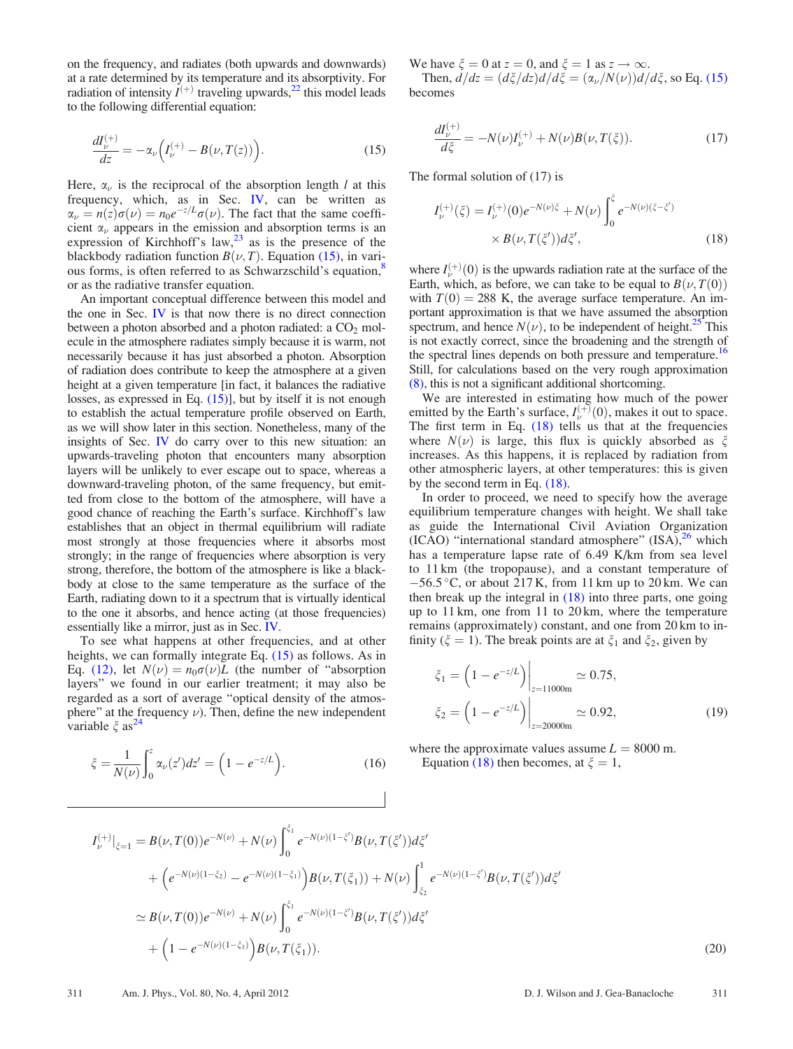on the frequency, and radiates (both upwards and downwards) at a rate determined by its temperature and its absorptivity. For radiation of intensity $I^{(+)}$ traveling upwards,[22] this model leads to the following differential equation:

$$\frac{dI_\nu^{(+)}}{dz} = -\alpha_\nu \left( I_\nu^{(+)} - B(\nu, T(z)) \right). \tag{15}$$

Here, $\alpha_\nu$ is the reciprocal of the absorption length $l$ at this frequency, which, as in Sec. IV, can be written as $\alpha_\nu = n(z)\sigma(\nu) = n_0 e^{-z/L}\sigma(\nu)$. The fact that the same coefficient $\alpha_\nu$ appears in the emission and absorption terms is an expression of Kirchhoff's law,[23] as is the presence of the blackbody radiation function $B(\nu, T)$. Equation (15), in various forms, is often referred to as Schwarzschild's equation,[8] or as the radiative transfer equation.

An important conceptual difference between this model and the one in Sec. IV is that now there is no direct connection between a photon absorbed and a photon radiated: a $CO_2$ molecule in the atmosphere radiates simply because it is warm, not necessarily because it has just absorbed a photon. Absorption of radiation does contribute to keep the atmosphere at a given height at a given temperature [in fact, it balances the radiative losses, as expressed in Eq. (15)], but by itself it is not enough to establish the actual temperature profile observed on Earth, as we will show later in this section. Nonetheless, many of the insights of Sec. IV do carry over to this new situation: an upwards-traveling photon that encounters many absorption layers will be unlikely to ever escape out to space, whereas a downward-traveling photon, of the same frequency, but emitted from close to the bottom of the atmosphere, will have a good chance of reaching the Earth's surface. Kirchhoff's law establishes that an object in thermal equilibrium will radiate most strongly at those frequencies where it absorbs most strongly; in the range of frequencies where absorption is very strong, therefore, the bottom of the atmosphere is like a blackbody at close to the same temperature as the surface of the Earth, radiating down to it a spectrum that is virtually identical to the one it absorbs, and hence acting (at those frequencies) essentially like a mirror, just as in Sec. IV.

To see what happens at other frequencies, and at other heights, we can formally integrate Eq. (15) as follows. As in Eq. (12), let $N(\nu) = n_0\sigma(\nu)L$ (the number of "absorption layers" we found in our earlier treatment; it may also be regarded as a sort of average "optical density of the atmosphere" at the frequency $\nu$). Then, define the new independent variable $\xi$ as[24]

$$\xi = \frac{1}{N(\nu)} \int_0^z \alpha_\nu(z')dz' = \left(1 - e^{-z/L}\right). \tag{16}$$

We have $\xi = 0$ at $z = 0$, and $\xi = 1$ as $z \to \infty$.

Then, $d/dz = (d\xi/dz)d/d\xi = (\alpha_\nu/N(\nu))d/d\xi$, so Eq. (15) becomes

$$\frac{dI_\nu^{(+)}}{d\xi} = -N(\nu)I_\nu^{(+)} + N(\nu)B(\nu, T(\xi)). \tag{17}$$

The formal solution of (17) is

$$I_\nu^{(+)}(\xi) = I_\nu^{(+)}(0)e^{-N(\nu)\xi} + N(\nu)\int_0^\xi e^{-N(\nu)(\xi - \xi')} \times B(\nu, T(\xi'))d\xi', \tag{18}$$

where $I_\nu^{(+)}(0)$ is the upwards radiation rate at the surface of the Earth, which, as before, we can take to be equal to $B(\nu, T(0))$ with $T(0) = 288$ K, the average surface temperature. An important approximation is that we have assumed the absorption spectrum, and hence $N(\nu)$, to be independent of height.[25] This is not exactly correct, since the broadening and the strength of the spectral lines depends on both pressure and temperature.[16] Still, for calculations based on the very rough approximation (8), this is not a significant additional shortcoming.

We are interested in estimating how much of the power emitted by the Earth's surface, $I_\nu^{(+)}(0)$, makes it out to space. The first term in Eq. (18) tells us that at the frequencies where $N(\nu)$ is large, this flux is quickly absorbed as $\xi$ increases. As this happens, it is replaced by radiation from other atmospheric layers, at other temperatures: this is given by the second term in Eq. (18).

In order to proceed, we need to specify how the average equilibrium temperature changes with height. We shall take as guide the International Civil Aviation Organization (ICAO) "international standard atmosphere" (ISA),[26] which has a temperature lapse rate of 6.49 K/km from sea level to 11 km (the tropopause), and a constant temperature of −56.5 °C, or about 217 K, from 11 km up to 20 km. We can then break up the integral in (18) into three parts, one going up to 11 km, one from 11 to 20 km, where the temperature remains (approximately) constant, and one from 20 km to infinity ($\xi = 1$). The break points are at $\xi_1$ and $\xi_2$, given by

$$\xi_1 = \left(1 - e^{-z/L}\right)\Big|_{z=11000\text{m}} \simeq 0.75,$$
$$\xi_2 = \left(1 - e^{-z/L}\right)\Big|_{z=20000\text{m}} \simeq 0.92, \tag{19}$$

where the approximate values assume $L = 8000$ m.

Equation (18) then becomes, at $\xi = 1$,

$$\begin{aligned}
I_\nu^{(+)}\big|_{\xi=1} &= B(\nu, T(0))e^{-N(\nu)} + N(\nu)\int_0^{\xi_1} e^{-N(\nu)(1-\xi')}B(\nu, T(\xi'))d\xi' \\
&\quad + \left(e^{-N(\nu)(1-\xi_2)} - e^{-N(\nu)(1-\xi_1)}\right)B(\nu, T(\xi_1)) + N(\nu)\int_{\xi_2}^1 e^{-N(\nu)(1-\xi')}B(\nu, T(\xi'))d\xi' \\
&\simeq B(\nu, T(0))e^{-N(\nu)} + N(\nu)\int_0^{\xi_1} e^{-N(\nu)(1-\xi')}B(\nu, T(\xi'))d\xi' \\
&\quad + \left(1 - e^{-N(\nu)(1-\xi_1)}\right)B(\nu, T(\xi_1)).
\end{aligned} \tag{20}$$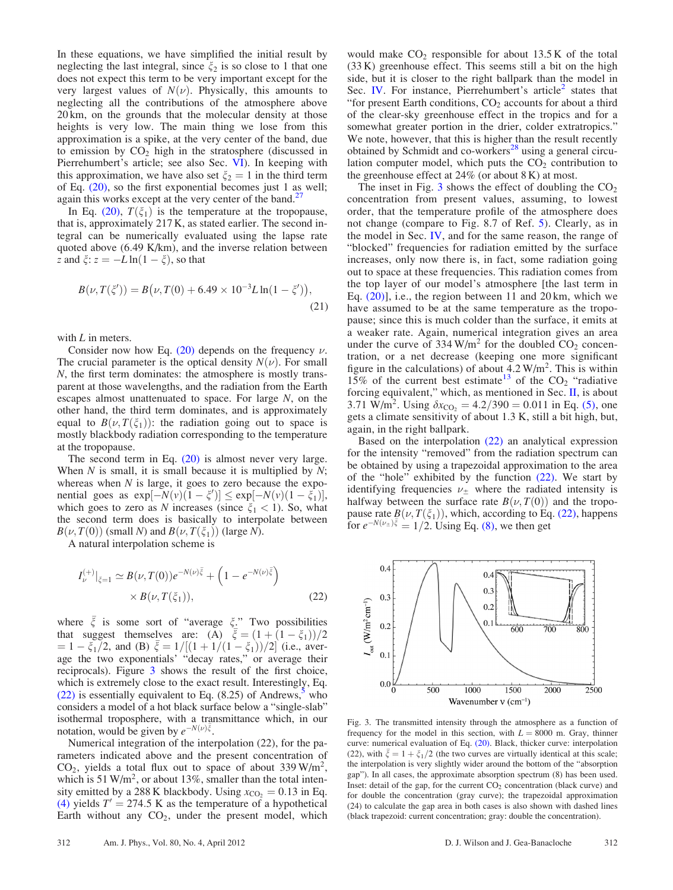In these equations, we have simplified the initial result by neglecting the last integral, since $\xi_2$ is so close to 1 that one does not expect this term to be very important except for the very largest values of $N(\nu)$. Physically, this amounts to neglecting all the contributions of the atmosphere above 20 km, on the grounds that the molecular density at those heights is very low. The main thing we lose from this approximation is a spike, at the very center of the band, due to emission by $CO_2$ high in the stratosphere (discussed in Pierrehumbert's article; see also Sec. VI). In keeping with this approximation, we have also set $\xi_2 = 1$ in the third term of Eq. (20), so the first exponential becomes just 1 as well; again this works except at the very center of the band.[27]

In Eq. (20), $T(\xi_1)$ is the temperature at the tropopause, that is, approximately 217 K, as stated earlier. The second integral can be numerically evaluated using the lapse rate quoted above (6.49 K/km), and the inverse relation between $z$ and $\xi$: $z = -L\ln(1-\xi)$, so that

$$B(\nu, T(\xi')) = B\big(\nu, T(0) + 6.49 \times 10^{-3} L \ln(1-\xi')\big), \tag{21}$$

with $L$ in meters.

Consider now how Eq. (20) depends on the frequency $\nu$. The crucial parameter is the optical density $N(\nu)$. For small $N$, the first term dominates: the atmosphere is mostly transparent at those wavelengths, and the radiation from the Earth escapes almost unattenuated to space. For large $N$, on the other hand, the third term dominates, and is approximately equal to $B(\nu, T(\xi_1))$: the radiation going out to space is mostly blackbody radiation corresponding to the temperature at the tropopause.

The second term in Eq. (20) is almost never very large. When $N$ is small, it is small because it is multiplied by $N$; whereas when $N$ is large, it goes to zero because the exponential goes as $\exp[-N(\nu)(1-\xi')] \le \exp[-N(\nu)(1-\xi_1)]$, which goes to zero as $N$ increases (since $\xi_1 < 1$). So, what the second term does is basically to interpolate between $B(\nu, T(0))$ (small $N$) and $B(\nu, T(\xi_1))$ (large $N$).

A natural interpolation scheme is

$$I_\nu^{(+)}\big|_{\xi=1} \simeq B(\nu, T(0))e^{-N(\nu)\bar{\xi}} + \left(1 - e^{-N(\nu)\bar{\xi}}\right) \times B(\nu, T(\xi_1)), \tag{22}$$

where $\bar{\xi}$ is some sort of "average $\xi$." Two possibilities that suggest themselves are: (A) $\bar{\xi} = (1 + (1-\xi_1))/2 = 1 - \xi_1/2$, and (B) $\bar{\xi} = 1/[(1 + 1/(1-\xi_1))/2]$ (i.e., average the two exponentials' "decay rates," or average their reciprocals). Figure 3 shows the result of the first choice, which is extremely close to the exact result. Interestingly, Eq. (22) is essentially equivalent to Eq. (8.25) of Andrews,[5] who considers a model of a hot black surface below a "single-slab" isothermal troposphere, with a transmittance which, in our notation, would be given by $e^{-N(\nu)\bar{\xi}}$.

Numerical integration of the interpolation (22), for the parameters indicated above and the present concentration of $CO_2$, yields a total flux out to space of about 339 W/m$^2$, which is 51 W/m$^2$, or about 13%, smaller than the total intensity emitted by a 288 K blackbody. Using $x_{CO_2} = 0.13$ in Eq. (4) yields $T' = 274.5$ K as the temperature of a hypothetical Earth without any $CO_2$, under the present model, which would make $CO_2$ responsible for about 13.5 K of the total (33 K) greenhouse effect. This seems still a bit on the high side, but it is closer to the right ballpark than the model in Sec. IV. For instance, Pierrehumbert's article[2] states that "for present Earth conditions, $CO_2$ accounts for about a third of the clear-sky greenhouse effect in the tropics and for a somewhat greater portion in the drier, colder extratropics." We note, however, that this is higher than the result recently obtained by Schmidt and co-workers[28] using a general circulation computer model, which puts the $CO_2$ contribution to the greenhouse effect at 24% (or about 8 K) at most.

The inset in Fig. 3 shows the effect of doubling the $CO_2$ concentration from present values, assuming, to lowest order, that the temperature profile of the atmosphere does not change (compare to Fig. 8.7 of Ref. 5). Clearly, as in the model in Sec. IV, and for the same reason, the range of "blocked" frequencies for radiation emitted by the surface increases, only now there is, in fact, some radiation going out to space at these frequencies. This radiation comes from the top layer of our model's atmosphere [the last term in Eq. (20)], i.e., the region between 11 and 20 km, which we have assumed to be at the same temperature as the tropopause; since this is much colder than the surface, it emits at a weaker rate. Again, numerical integration gives an area under the curve of 334 W/m$^2$ for the doubled $CO_2$ concentration, or a net decrease (keeping one more significant figure in the calculations) of about 4.2 W/m$^2$. This is within 15% of the current best estimate[13] of the $CO_2$ "radiative forcing equivalent," which, as mentioned in Sec. II, is about 3.71 W/m$^2$. Using $\delta x_{CO_2} = 4.2/390 = 0.011$ in Eq. (5), one gets a climate sensitivity of about 1.3 K, still a bit high, but, again, in the right ballpark.

Based on the interpolation (22) an analytical expression for the intensity "removed" from the radiation spectrum can be obtained by using a trapezoidal approximation to the area of the "hole" exhibited by the function (22). We start by identifying frequencies $\nu_\pm$ where the radiated intensity is halfway between the surface rate $B(\nu, T(0))$ and the tropopause rate $B(\nu, T(\xi_1))$, which, according to Eq. (22), happens for $e^{-N(\nu_\pm)\bar{\xi}} = 1/2$. Using Eq. (8), we then get

Fig. 3. The transmitted intensity through the atmosphere as a function of frequency for the model in this section, with $L = 8000$ m. Gray, thinner curve: numerical evaluation of Eq. (20). Black, thicker curve: interpolation (22), with $\bar{\xi} = 1 + \xi_1/2$ (the two curves are virtually identical at this scale; the interpolation is very slightly wider around the bottom of the "absorption gap"). In all cases, the approximate absorption spectrum (8) has been used. Inset: detail of the gap, for the current $CO_2$ concentration (black curve) and for double the concentration (gray curve); the trapezoidal approximation (24) to calculate the gap area in both cases is also shown with dashed lines (black trapezoid: current concentration; gray: double the concentration).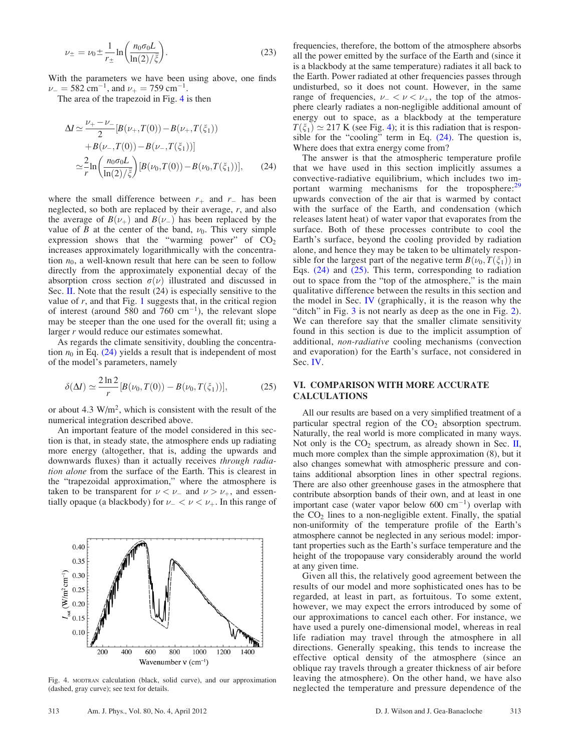$$\nu_{\pm} = \nu_0 \pm \frac{1}{r_{\pm}} \ln\left(\frac{n_0 \sigma_0 L}{\ln(2)/\bar{\xi}}\right). \tag{23}$$

With the parameters we have been using above, one finds $\nu_- = 582\ \text{cm}^{-1}$, and $\nu_+ = 759\ \text{cm}^{-1}$.

The area of the trapezoid in Fig. 4 is then

$$\begin{aligned}\Delta I &\simeq \frac{\nu_+ - \nu_-}{2}[B(\nu_+, T(0)) - B(\nu_+, T(\xi_1)) \\ &\quad + B(\nu_-, T(0)) - B(\nu_-, T(\xi_1))] \\ &\simeq \frac{2}{r} \ln\left(\frac{n_0 \sigma_0 L}{\ln(2)/\bar{\xi}}\right)[B(\nu_0, T(0)) - B(\nu_0, T(\xi_1))],\end{aligned} \tag{24}$$

where the small difference between $r_+$ and $r_-$ has been neglected, so both are replaced by their average, $r$, and also the average of $B(\nu_+)$ and $B(\nu_-)$ has been replaced by the value of $B$ at the center of the band, $\nu_0$. This very simple expression shows that the "warming power" of $CO_2$ increases approximately logarithmically with the concentration $n_0$, a well-known result that here can be seen to follow directly from the approximately exponential decay of the absorption cross section $\sigma(\nu)$ illustrated and discussed in Sec. II. Note that the result (24) is especially sensitive to the value of $r$, and that Fig. 1 suggests that, in the critical region of interest (around 580 and 760 $\text{cm}^{-1}$), the relevant slope may be steeper than the one used for the overall fit; using a larger $r$ would reduce our estimates somewhat.

As regards the climate sensitivity, doubling the concentration $n_0$ in Eq. (24) yields a result that is independent of most of the model's parameters, namely

$$\delta(\Delta I) \simeq \frac{2\ln 2}{r}[B(\nu_0, T(0)) - B(\nu_0, T(\xi_1))], \tag{25}$$

or about 4.3 W/m$^2$, which is consistent with the result of the numerical integration described above.

An important feature of the model considered in this section is that, in steady state, the atmosphere ends up radiating more energy (altogether, that is, adding the upwards and downwards fluxes) than it actually receives *through radiation alone* from the surface of the Earth. This is clearest in the "trapezoidal approximation," where the atmosphere is taken to be transparent for $\nu < \nu_-$ and $\nu > \nu_+$, and essentially opaque (a blackbody) for $\nu_- < \nu < \nu_+$. In this range of frequencies, therefore, the bottom of the atmosphere absorbs all the power emitted by the surface of the Earth and (since it is a blackbody at the same temperature) radiates it all back to the Earth. Power radiated at other frequencies passes through undisturbed, so it does not count. However, in the same range of frequencies, $\nu_- < \nu < \nu_+$, the top of the atmosphere clearly radiates a non-negligible additional amount of energy out to space, as a blackbody at the temperature $T(\xi_1) \simeq 217$ K (see Fig. 4); it is this radiation that is responsible for the "cooling" term in Eq. (24). The question is, Where does that extra energy come from?

The answer is that the atmospheric temperature profile that we have used in this section implicitly assumes a convective-radiative equilibrium, which includes two important warming mechanisms for the troposphere:[29] upwards convection of the air that is warmed by contact with the surface of the Earth, and condensation (which releases latent heat) of water vapor that evaporates from the surface. Both of these processes contribute to cool the Earth's surface, beyond the cooling provided by radiation alone, and hence they may be taken to be ultimately responsible for the largest part of the negative term $B(\nu_0, T(\xi_1))$ in Eqs. (24) and (25). This term, corresponding to radiation out to space from the "top of the atmosphere," is the main qualitative difference between the results in this section and the model in Sec. IV (graphically, it is the reason why the "ditch" in Fig. 3 is not nearly as deep as the one in Fig. 2). We can therefore say that the smaller climate sensitivity found in this section is due to the implicit assumption of additional, *non-radiative* cooling mechanisms (convection and evaporation) for the Earth's surface, not considered in Sec. IV.

Fig. 4. MODTRAN calculation (black, solid curve), and our approximation (dashed, gray curve); see text for details.

## VI. COMPARISON WITH MORE ACCURATE CALCULATIONS

All our results are based on a very simplified treatment of a particular spectral region of the $CO_2$ absorption spectrum. Naturally, the real world is more complicated in many ways. Not only is the $CO_2$ spectrum, as already shown in Sec. II, much more complex than the simple approximation (8), but it also changes somewhat with atmospheric pressure and contains additional absorption lines in other spectral regions. There are also other greenhouse gases in the atmosphere that contribute absorption bands of their own, and at least in one important case (water vapor below 600 $\text{cm}^{-1}$) overlap with the $CO_2$ lines to a non-negligible extent. Finally, the spatial non-uniformity of the temperature profile of the Earth's atmosphere cannot be neglected in any serious model: important properties such as the Earth's surface temperature and the height of the tropopause vary considerably around the world at any given time.

Given all this, the relatively good agreement between the results of our model and more sophisticated ones has to be regarded, at least in part, as fortuitous. To some extent, however, we may expect the errors introduced by some of our approximations to cancel each other. For instance, we have used a purely one-dimensional model, whereas in real life radiation may travel through the atmosphere in all directions. Generally speaking, this tends to increase the effective optical density of the atmosphere (since an oblique ray travels through a greater thickness of air before leaving the atmosphere). On the other hand, we have also neglected the temperature and pressure dependence of the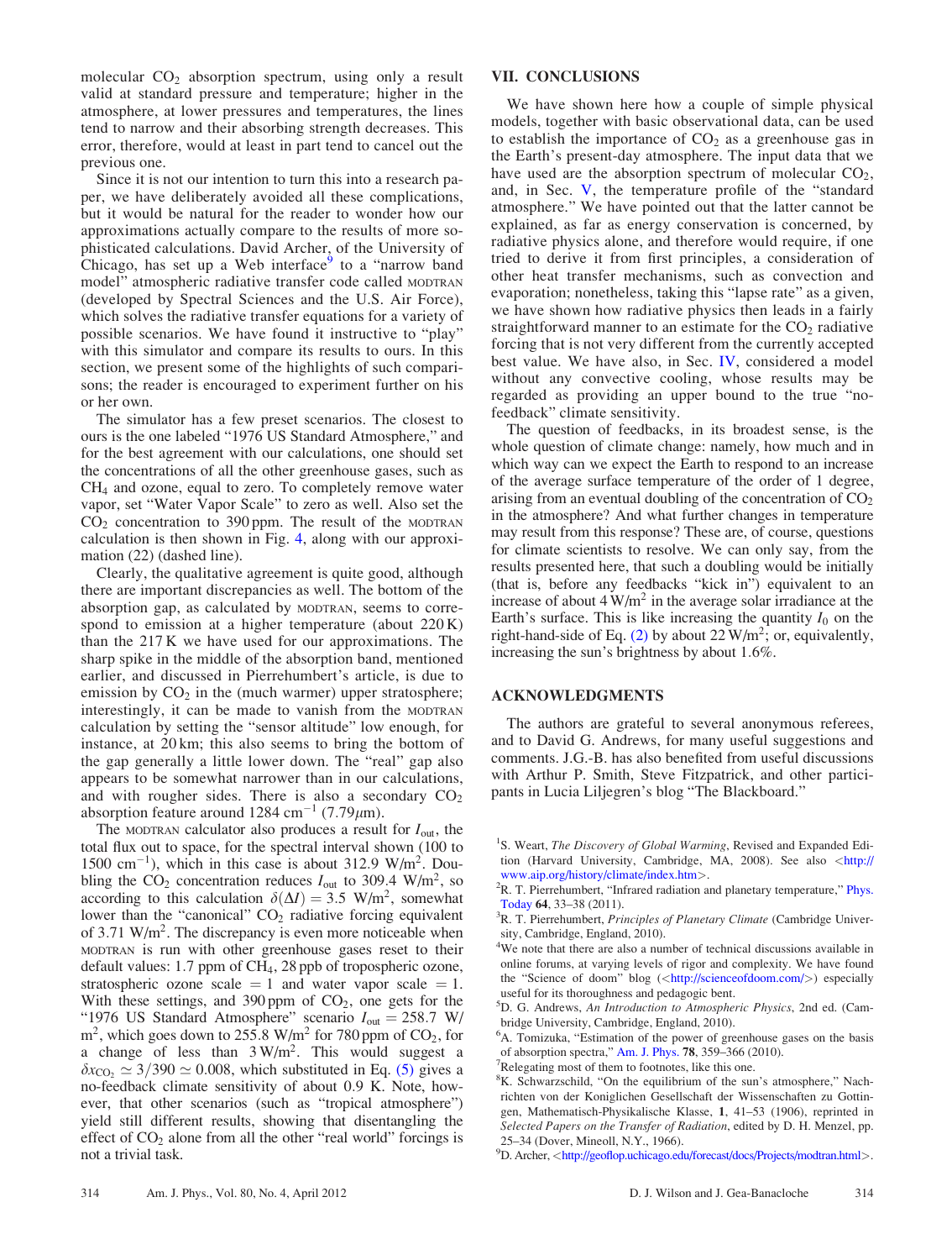molecular $CO_2$ absorption spectrum, using only a result valid at standard pressure and temperature; higher in the atmosphere, at lower pressures and temperatures, the lines tend to narrow and their absorbing strength decreases. This error, therefore, would at least in part tend to cancel out the previous one.

Since it is not our intention to turn this into a research paper, we have deliberately avoided all these complications, but it would be natural for the reader to wonder how our approximations actually compare to the results of more sophisticated calculations. David Archer, of the University of Chicago, has set up a Web interface[9] to a "narrow band model" atmospheric radiative transfer code called MODTRAN (developed by Spectral Sciences and the U.S. Air Force), which solves the radiative transfer equations for a variety of possible scenarios. We have found it instructive to "play" with this simulator and compare its results to ours. In this section, we present some of the highlights of such comparisons; the reader is encouraged to experiment further on his or her own.

The simulator has a few preset scenarios. The closest to ours is the one labeled "1976 US Standard Atmosphere," and for the best agreement with our calculations, one should set the concentrations of all the other greenhouse gases, such as $CH_4$ and ozone, equal to zero. To completely remove water vapor, set "Water Vapor Scale" to zero as well. Also set the $CO_2$ concentration to 390 ppm. The result of the MODTRAN calculation is then shown in Fig. 4, along with our approximation (22) (dashed line).

Clearly, the qualitative agreement is quite good, although there are important discrepancies as well. The bottom of the absorption gap, as calculated by MODTRAN, seems to correspond to emission at a higher temperature (about 220 K) than the 217 K we have used for our approximations. The sharp spike in the middle of the absorption band, mentioned earlier, and discussed in Pierrehumbert's article, is due to emission by $CO_2$ in the (much warmer) upper stratosphere; interestingly, it can be made to vanish from the MODTRAN calculation by setting the "sensor altitude" low enough, for instance, at 20 km; this also seems to bring the bottom of the gap generally a little lower down. The "real" gap also appears to be somewhat narrower than in our calculations, and with rougher sides. There is also a secondary $CO_2$ absorption feature around 1284 cm$^{-1}$ (7.79 $\mu$m).

The MODTRAN calculator also produces a result for $I_{\rm out}$, the total flux out to space, for the spectral interval shown (100 to 1500 cm$^{-1}$), which in this case is about 312.9 W/m$^2$. Doubling the $CO_2$ concentration reduces $I_{\rm out}$ to 309.4 W/m$^2$, so according to this calculation $\delta(\Delta I) = 3.5$ W/m$^2$, somewhat lower than the "canonical" $CO_2$ radiative forcing equivalent of 3.71 W/m$^2$. The discrepancy is even more noticeable when MODTRAN is run with other greenhouse gases reset to their default values: 1.7 ppm of $CH_4$, 28 ppb of tropospheric ozone, stratospheric ozone scale = 1 and water vapor scale = 1. With these settings, and 390 ppm of $CO_2$, one gets for the "1976 US Standard Atmosphere" scenario $I_{\rm out} = 258.7$ W/m$^2$, which goes down to 255.8 W/m$^2$ for 780 ppm of $CO_2$, for a change of less than 3 W/m$^2$. This would suggest a $\delta x_{CO_2} \simeq 3/390 \simeq 0.008$, which substituted in Eq. (5) gives a no-feedback climate sensitivity of about 0.9 K. Note, however, that other scenarios (such as "tropical atmosphere") yield still different results, showing that disentangling the effect of $CO_2$ alone from all the other "real world" forcings is not a trivial task.

## VII. CONCLUSIONS

We have shown here how a couple of simple physical models, together with basic observational data, can be used to establish the importance of $CO_2$ as a greenhouse gas in the Earth's present-day atmosphere. The input data that we have used are the absorption spectrum of molecular $CO_2$, and, in Sec. V, the temperature profile of the "standard atmosphere." We have pointed out that the latter cannot be explained, as far as energy conservation is concerned, by radiative physics alone, and therefore would require, if one tried to derive it from first principles, a consideration of other heat transfer mechanisms, such as convection and evaporation; nonetheless, taking this "lapse rate" as a given, we have shown how radiative physics then leads in a fairly straightforward manner to an estimate for the $CO_2$ radiative forcing that is not very different from the currently accepted best value. We have also, in Sec. IV, considered a model without any convective cooling, whose results may be regarded as providing an upper bound to the true "no-feedback" climate sensitivity.

The question of feedbacks, in its broadest sense, is the whole question of climate change: namely, how much and in which way can we expect the Earth to respond to an increase of the average surface temperature of the order of 1 degree, arising from an eventual doubling of the concentration of $CO_2$ in the atmosphere? And what further changes in temperature may result from this response? These are, of course, questions for climate scientists to resolve. We can only say, from the results presented here, that such a doubling would be initially (that is, before any feedbacks "kick in") equivalent to an increase of about 4 W/m$^2$ in the average solar irradiance at the Earth's surface. This is like increasing the quantity $I_0$ on the right-hand-side of Eq. (2) by about 22 W/m$^2$; or, equivalently, increasing the sun's brightness by about 1.6%.

## ACKNOWLEDGMENTS

The authors are grateful to several anonymous referees, and to David G. Andrews, for many useful suggestions and comments. J.G.-B. has also benefited from useful discussions with Arthur P. Smith, Steve Fitzpatrick, and other participants in Lucia Liljegren's blog "The Blackboard."

[1] S. Weart, *The Discovery of Global Warming*, Revised and Expanded Edition (Harvard University, Cambridge, MA, 2008). See also <http://www.aip.org/history/climate/index.htm>.

[2] R. T. Pierrehumbert, "Infrared radiation and planetary temperature," Phys. Today **64**, 33–38 (2011).

[3] R. T. Pierrehumbert, *Principles of Planetary Climate* (Cambridge University, Cambridge, England, 2010).

[4] We note that there are also a number of technical discussions available in online forums, at varying levels of rigor and complexity. We have found the "Science of doom" blog (<http://scienceofdoom.com/>) especially useful for its thoroughness and pedagogic bent.

[5] D. G. Andrews, *An Introduction to Atmospheric Physics*, 2nd ed. (Cambridge University, Cambridge, England, 2010).

[6] A. Tomizuka, "Estimation of the power of greenhouse gases on the basis of absorption spectra," Am. J. Phys. **78**, 359–366 (2010).

[7] Relegating most of them to footnotes, like this one.

[8] K. Schwarzschild, "On the equilibrium of the sun's atmosphere," Nachrichten von der Koniglichen Gesellschaft der Wissenschaften zu Gottingen, Mathematisch-Physikalische Klasse, **1**, 41–53 (1906), reprinted in *Selected Papers on the Transfer of Radiation*, edited by D. H. Menzel, pp. 25–34 (Dover, Mineoll, N.Y., 1966).

[9] D. Archer, <http://geoflop.uchicago.edu/forecast/docs/Projects/modtran.html>.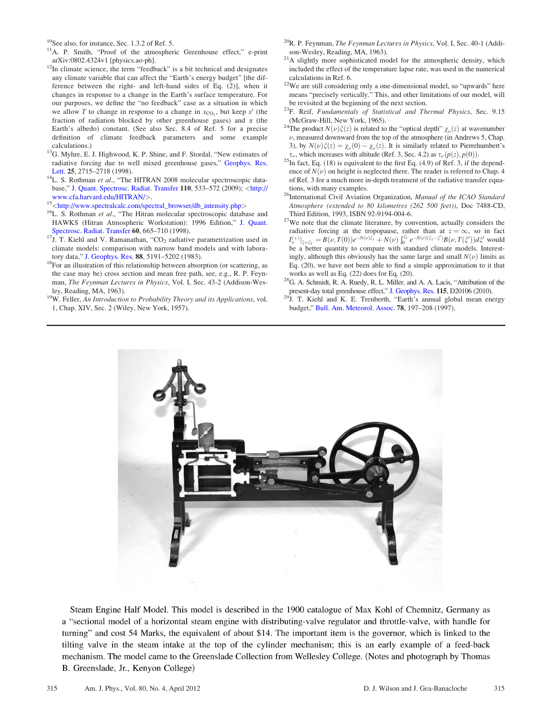[10] See also, for instance, Sec. 1.3.2 of Ref. 5.

[11] A. P. Smith, "Proof of the atmospheric Greenhouse effect," e-print arXiv:0802.4324v1 [physics.ao-ph].

[12] In climate science, the term "feedback" is a bit technical and designates any climate variable that can affect the "Earth's energy budget" [the difference between the right- and left-hand sides of Eq. (2)], when it changes in response to a change in the Earth's surface temperature. For our purposes, we define the "no feedback" case as a situation in which we allow $T$ to change in response to a change in $x_{CO_2}$, but keep $x'$ (the fraction of radiation blocked by other greenhouse gases) and $\alpha$ (the Earth's albedo) constant. (See also Sec. 8.4 of Ref. 5 for a precise definition of climate feedback parameters and some example calculations.)

[13] G. Myhre, E. J. Highwood, K. P. Shine, and F. Stordal, "New estimates of radiative forcing due to well mixed greenhouse gases," Geophys. Res. Lett. **25**, 2715–2718 (1998).

[14] L. S. Rothman *et al.*, "The HITRAN 2008 molecular spectroscopic database," J. Quant. Spectrosc. Radiat. Transfer **110**, 533–572 (2009); <http://www.cfa.harvard.edu/HITRAN/>.

[15] <http://www.spectralcalc.com/spectral_browser/db_intensity.php>

[16] L. S. Rothman *et al.*, "The Hitran molecular spectroscopic database and HAWKS (Hitran Atmospheric Workstation): 1996 Edition," J. Quant. Spectrosc. Radiat. Transfer **60**, 665–710 (1998).

[17] J. T. Kiehl and V. Ramanathan, "$CO_2$ radiative parametrization used in climate models: comparison with narrow band models and with laboratory data," J. Geophys. Res. **88**, 5191–5202 (1983).

[18] For an illustration of this relationship between absorption (or scattering, as the case may be) cross section and mean free path, see, e.g., R. P. Feynman, *The Feynman Lectures in Physics*, Vol. I, Sec. 43-2 (Addison-Wesley, Reading, MA, 1963).

[19] W. Feller, *An Introduction to Probability Theory and its Applications*, vol. 1, Chap. XIV, Sec. 2 (Wiley, New York, 1957).

[20] R. P. Feynman, *The Feynman Lectures in Physics*, Vol. I, Sec. 40-1 (Addison-Wesley, Reading, MA, 1963).

[21] A slightly more sophisticated model for the atmospheric density, which included the effect of the temperature lapse rate, was used in the numerical calculations in Ref. 6.

[22] We are still considering only a one-dimensional model, so "upwards" here means "precisely vertically." This, and other limitations of our model, will be revisited at the beginning of the next section.

[23] F. Reif, *Fundamentals of Statistical and Thermal Physics*, Sec. 9.15 (McGraw-Hill, New York, 1965).

[24] The product $N(\nu)\xi(z)$ is related to the "optical depth" $\chi_\nu(z)$ at wavenumber $\nu$, measured downward from the top of the atmosphere (in Andrews 5, Chap. 3), by $N(\nu)\xi(z) = \chi_\nu(0) - \chi_\nu(z)$. It is similarly related to Pierrehumbert's $\tau_\nu$, which increases with altitude (Ref. 3, Sec. 4.2) as $\tau_\nu(p(z), p(0))$.

[25] In fact, Eq. (18) is equivalent to the first Eq. (4.9) of Ref. 3, if the dependence of $N(\nu)$ on height is neglected there. The reader is referred to Chap. 4 of Ref. 3 for a much more in-depth treatment of the radiative transfer equations, with many examples.

[26] International Civil Aviation Organization, *Manual of the ICAO Standard Atmosphere (extended to 80 kilometres (262 500 feet))*, Doc 7488-CD, Third Edition, 1993, ISBN 92-9194-004-6.

[27] We note that the climate literature, by convention, actually considers the radiative forcing at the tropopause, rather than at $z = \infty$, so in fact $I_\nu^{(+)}|_{\xi=\xi_1} = B(\nu, T(0))e^{-N(\nu)\xi_1} + N(\nu)\int_0^{\xi_1} e^{-N(\nu)(\xi_1-\xi')}B(\nu, T(\xi'))d\xi'$ would be a better quantity to compare with standard climate models. Interestingly, although this obviously has the same large and small $N(\nu)$ limits as Eq. (20), we have not been able to find a simple approximation to it that works as well as Eq. (22) does for Eq. (20).

[28] G. A. Schmidt, R. A. Ruedy, R. L. Miller, and A. A. Lacis, "Attribution of the present-day total greenhouse effect," J. Geophys. Res. **115**, D20106 (2010).

[29] J. T. Kiehl and K. E. Trenberth, "Earth's annual global mean energy budget," Bull. Am. Meteorol. Assoc. **78**, 197–208 (1997).

Steam Engine Half Model. This model is described in the 1900 catalogue of Max Kohl of Chemnitz, Germany as a "sectional model of a horizontal steam engine with distributing-valve regulator and throttle-valve, with handle for turning" and cost 54 Marks, the equivalent of about $14. The important item is the governor, which is linked to the tilting valve in the steam intake at the top of the cylinder mechanism; this is an early example of a feed-back mechanism. The model came to the Greenslade Collection from Wellesley College. (Notes and photograph by Thomas B. Greenslade, Jr., Kenyon College)